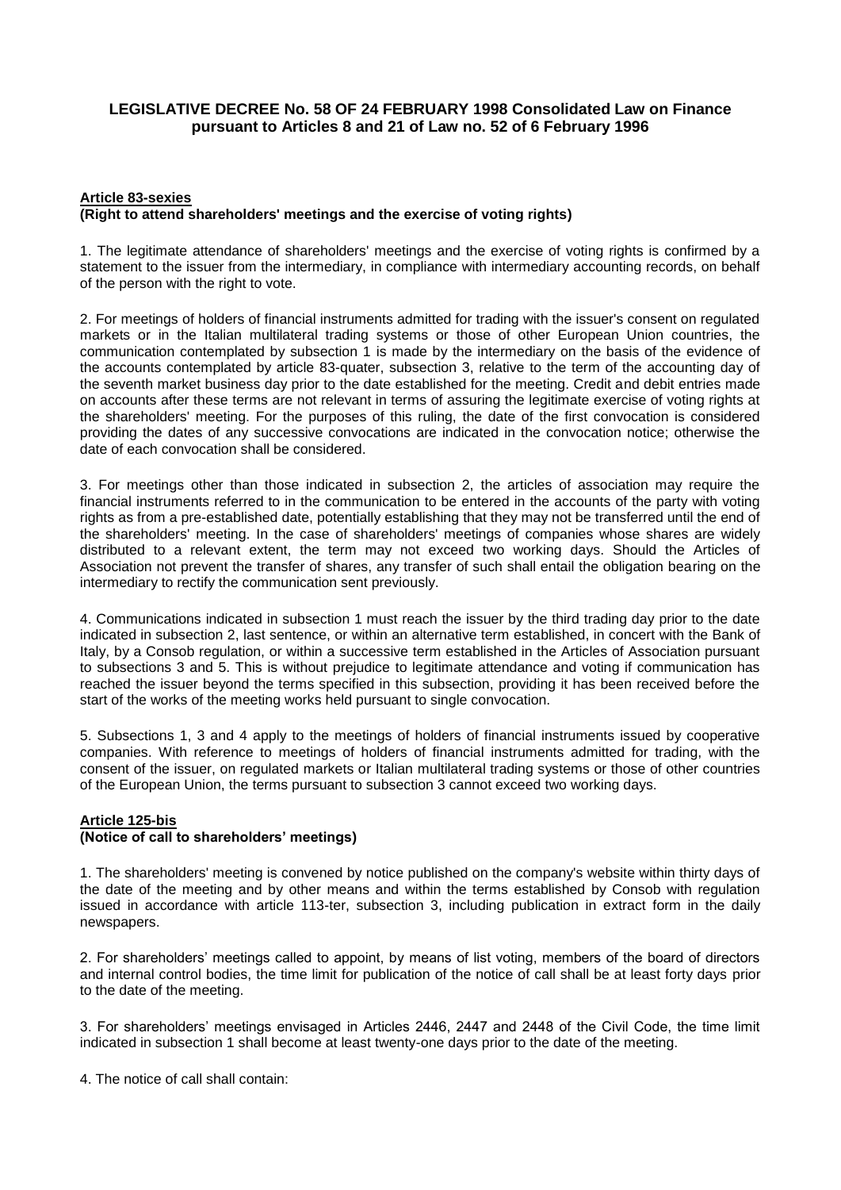# LEGISLATIVE DECREE No. 58 OF 24 FEBRUARY 1998 Consolidated Law on Finance pursuant to Articles 8 and 21 of Law no. 52 of 6 February 1996

## Article 83-sexies
**(Right to attend shareholders' meetings and the exercise of voting rights)**

1. The legitimate attendance of shareholders' meetings and the exercise of voting rights is confirmed by a statement to the issuer from the intermediary, in compliance with intermediary accounting records, on behalf of the person with the right to vote.

2. For meetings of holders of financial instruments admitted for trading with the issuer's consent on regulated markets or in the Italian multilateral trading systems or those of other European Union countries, the communication contemplated by subsection 1 is made by the intermediary on the basis of the evidence of the accounts contemplated by article 83-quater, subsection 3, relative to the term of the accounting day of the seventh market business day prior to the date established for the meeting. Credit and debit entries made on accounts after these terms are not relevant in terms of assuring the legitimate exercise of voting rights at the shareholders' meeting. For the purposes of this ruling, the date of the first convocation is considered providing the dates of any successive convocations are indicated in the convocation notice; otherwise the date of each convocation shall be considered.

3. For meetings other than those indicated in subsection 2, the articles of association may require the financial instruments referred to in the communication to be entered in the accounts of the party with voting rights as from a pre-established date, potentially establishing that they may not be transferred until the end of the shareholders' meeting. In the case of shareholders' meetings of companies whose shares are widely distributed to a relevant extent, the term may not exceed two working days. Should the Articles of Association not prevent the transfer of shares, any transfer of such shall entail the obligation bearing on the intermediary to rectify the communication sent previously.

4. Communications indicated in subsection 1 must reach the issuer by the third trading day prior to the date indicated in subsection 2, last sentence, or within an alternative term established, in concert with the Bank of Italy, by a Consob regulation, or within a successive term established in the Articles of Association pursuant to subsections 3 and 5. This is without prejudice to legitimate attendance and voting if communication has reached the issuer beyond the terms specified in this subsection, providing it has been received before the start of the works of the meeting works held pursuant to single convocation.

5. Subsections 1, 3 and 4 apply to the meetings of holders of financial instruments issued by cooperative companies. With reference to meetings of holders of financial instruments admitted for trading, with the consent of the issuer, on regulated markets or Italian multilateral trading systems or those of other countries of the European Union, the terms pursuant to subsection 3 cannot exceed two working days.

## Article 125-bis
**(Notice of call to shareholders' meetings)**

1. The shareholders' meeting is convened by notice published on the company's website within thirty days of the date of the meeting and by other means and within the terms established by Consob with regulation issued in accordance with article 113-ter, subsection 3, including publication in extract form in the daily newspapers.

2. For shareholders' meetings called to appoint, by means of list voting, members of the board of directors and internal control bodies, the time limit for publication of the notice of call shall be at least forty days prior to the date of the meeting.

3. For shareholders' meetings envisaged in Articles 2446, 2447 and 2448 of the Civil Code, the time limit indicated in subsection 1 shall become at least twenty-one days prior to the date of the meeting.

4. The notice of call shall contain: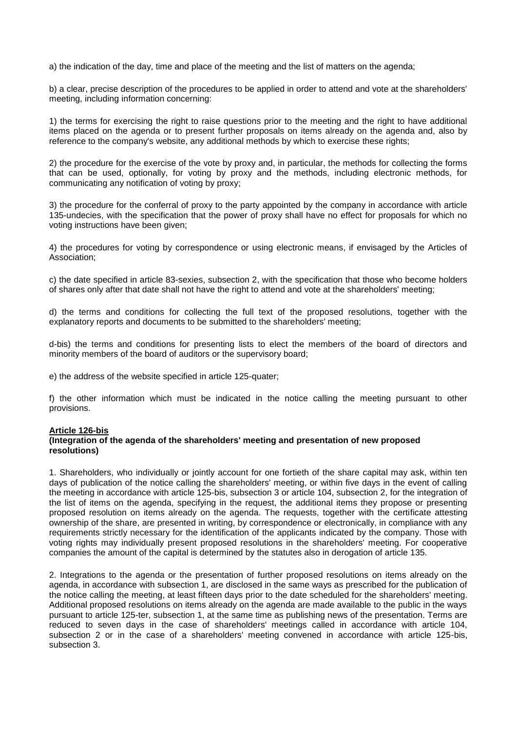a) the indication of the day, time and place of the meeting and the list of matters on the agenda;

b) a clear, precise description of the procedures to be applied in order to attend and vote at the shareholders' meeting, including information concerning:

1) the terms for exercising the right to raise questions prior to the meeting and the right to have additional items placed on the agenda or to present further proposals on items already on the agenda and, also by reference to the company's website, any additional methods by which to exercise these rights;

2) the procedure for the exercise of the vote by proxy and, in particular, the methods for collecting the forms that can be used, optionally, for voting by proxy and the methods, including electronic methods, for communicating any notification of voting by proxy;

3) the procedure for the conferral of proxy to the party appointed by the company in accordance with article 135-undecies, with the specification that the power of proxy shall have no effect for proposals for which no voting instructions have been given;

4) the procedures for voting by correspondence or using electronic means, if envisaged by the Articles of Association;

c) the date specified in article 83-sexies, subsection 2, with the specification that those who become holders of shares only after that date shall not have the right to attend and vote at the shareholders' meeting;

d) the terms and conditions for collecting the full text of the proposed resolutions, together with the explanatory reports and documents to be submitted to the shareholders' meeting;

d-bis) the terms and conditions for presenting lists to elect the members of the board of directors and minority members of the board of auditors or the supervisory board;

e) the address of the website specified in article 125-quater;

f) the other information which must be indicated in the notice calling the meeting pursuant to other provisions.

**Article 126-bis**
**(Integration of the agenda of the shareholders' meeting and presentation of new proposed resolutions)**

1. Shareholders, who individually or jointly account for one fortieth of the share capital may ask, within ten days of publication of the notice calling the shareholders' meeting, or within five days in the event of calling the meeting in accordance with article 125-bis, subsection 3 or article 104, subsection 2, for the integration of the list of items on the agenda, specifying in the request, the additional items they propose or presenting proposed resolution on items already on the agenda. The requests, together with the certificate attesting ownership of the share, are presented in writing, by correspondence or electronically, in compliance with any requirements strictly necessary for the identification of the applicants indicated by the company. Those with voting rights may individually present proposed resolutions in the shareholders' meeting. For cooperative companies the amount of the capital is determined by the statutes also in derogation of article 135.

2. Integrations to the agenda or the presentation of further proposed resolutions on items already on the agenda, in accordance with subsection 1, are disclosed in the same ways as prescribed for the publication of the notice calling the meeting, at least fifteen days prior to the date scheduled for the shareholders' meeting. Additional proposed resolutions on items already on the agenda are made available to the public in the ways pursuant to article 125-ter, subsection 1, at the same time as publishing news of the presentation. Terms are reduced to seven days in the case of shareholders' meetings called in accordance with article 104, subsection 2 or in the case of a shareholders' meeting convened in accordance with article 125-bis, subsection 3.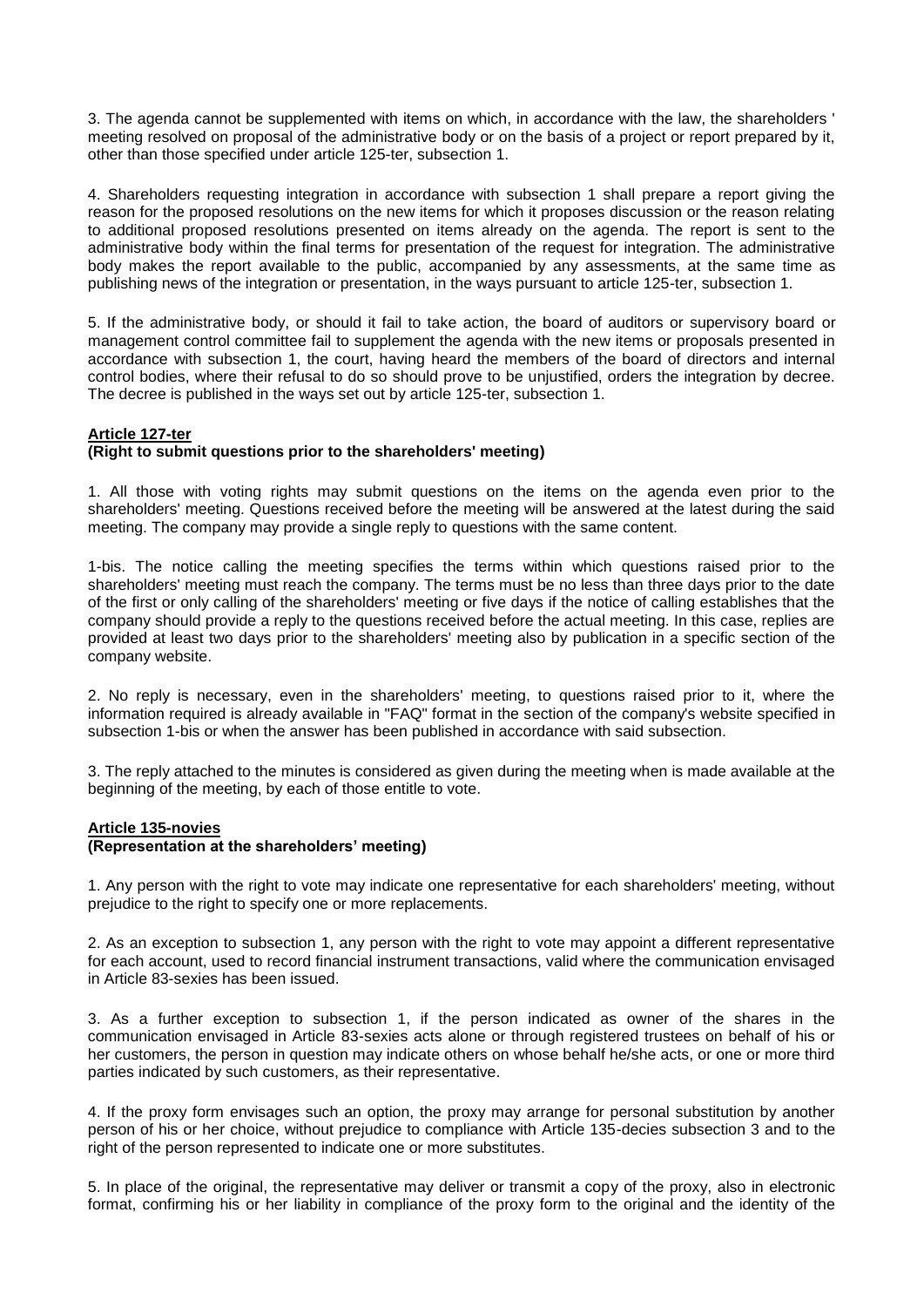3. The agenda cannot be supplemented with items on which, in accordance with the law, the shareholders ' meeting resolved on proposal of the administrative body or on the basis of a project or report prepared by it, other than those specified under article 125-ter, subsection 1.

4. Shareholders requesting integration in accordance with subsection 1 shall prepare a report giving the reason for the proposed resolutions on the new items for which it proposes discussion or the reason relating to additional proposed resolutions presented on items already on the agenda. The report is sent to the administrative body within the final terms for presentation of the request for integration. The administrative body makes the report available to the public, accompanied by any assessments, at the same time as publishing news of the integration or presentation, in the ways pursuant to article 125-ter, subsection 1.

5. If the administrative body, or should it fail to take action, the board of auditors or supervisory board or management control committee fail to supplement the agenda with the new items or proposals presented in accordance with subsection 1, the court, having heard the members of the board of directors and internal control bodies, where their refusal to do so should prove to be unjustified, orders the integration by decree. The decree is published in the ways set out by article 125-ter, subsection 1.

**Article 127-ter**
**(Right to submit questions prior to the shareholders' meeting)**

1. All those with voting rights may submit questions on the items on the agenda even prior to the shareholders' meeting. Questions received before the meeting will be answered at the latest during the said meeting. The company may provide a single reply to questions with the same content.

1-bis. The notice calling the meeting specifies the terms within which questions raised prior to the shareholders' meeting must reach the company. The terms must be no less than three days prior to the date of the first or only calling of the shareholders' meeting or five days if the notice of calling establishes that the company should provide a reply to the questions received before the actual meeting. In this case, replies are provided at least two days prior to the shareholders' meeting also by publication in a specific section of the company website.

2. No reply is necessary, even in the shareholders' meeting, to questions raised prior to it, where the information required is already available in "FAQ" format in the section of the company's website specified in subsection 1-bis or when the answer has been published in accordance with said subsection.

3. The reply attached to the minutes is considered as given during the meeting when is made available at the beginning of the meeting, by each of those entitle to vote.

**Article 135-novies**
**(Representation at the shareholders' meeting)**

1. Any person with the right to vote may indicate one representative for each shareholders' meeting, without prejudice to the right to specify one or more replacements.

2. As an exception to subsection 1, any person with the right to vote may appoint a different representative for each account, used to record financial instrument transactions, valid where the communication envisaged in Article 83-sexies has been issued.

3. As a further exception to subsection 1, if the person indicated as owner of the shares in the communication envisaged in Article 83-sexies acts alone or through registered trustees on behalf of his or her customers, the person in question may indicate others on whose behalf he/she acts, or one or more third parties indicated by such customers, as their representative.

4. If the proxy form envisages such an option, the proxy may arrange for personal substitution by another person of his or her choice, without prejudice to compliance with Article 135-decies subsection 3 and to the right of the person represented to indicate one or more substitutes.

5. In place of the original, the representative may deliver or transmit a copy of the proxy, also in electronic format, confirming his or her liability in compliance of the proxy form to the original and the identity of the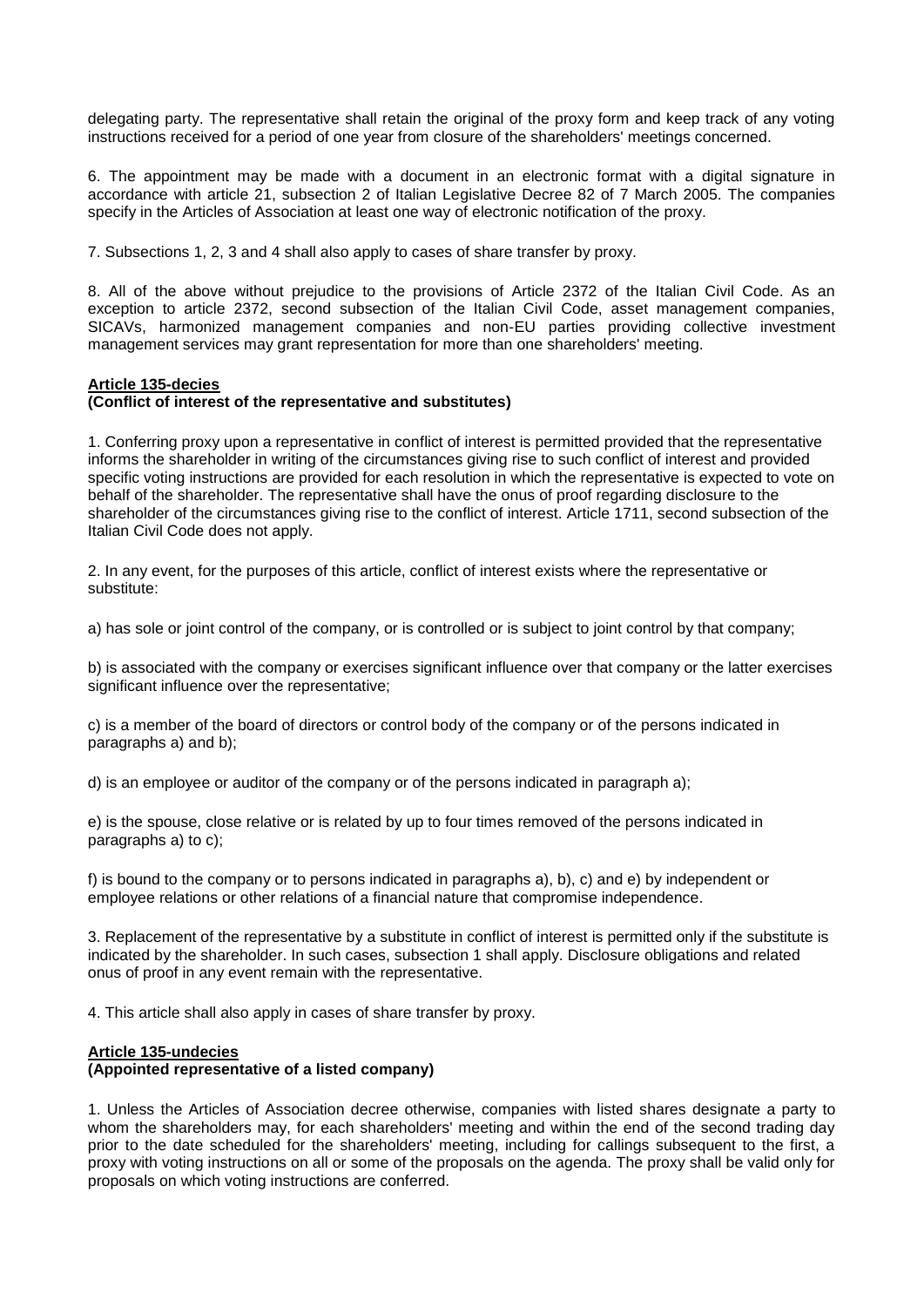delegating party. The representative shall retain the original of the proxy form and keep track of any voting instructions received for a period of one year from closure of the shareholders' meetings concerned.

6. The appointment may be made with a document in an electronic format with a digital signature in accordance with article 21, subsection 2 of Italian Legislative Decree 82 of 7 March 2005. The companies specify in the Articles of Association at least one way of electronic notification of the proxy.

7. Subsections 1, 2, 3 and 4 shall also apply to cases of share transfer by proxy.

8. All of the above without prejudice to the provisions of Article 2372 of the Italian Civil Code. As an exception to article 2372, second subsection of the Italian Civil Code, asset management companies, SICAVs, harmonized management companies and non-EU parties providing collective investment management services may grant representation for more than one shareholders' meeting.

**Article 135-decies**
**(Conflict of interest of the representative and substitutes)**

1. Conferring proxy upon a representative in conflict of interest is permitted provided that the representative informs the shareholder in writing of the circumstances giving rise to such conflict of interest and provided specific voting instructions are provided for each resolution in which the representative is expected to vote on behalf of the shareholder. The representative shall have the onus of proof regarding disclosure to the shareholder of the circumstances giving rise to the conflict of interest. Article 1711, second subsection of the Italian Civil Code does not apply.

2. In any event, for the purposes of this article, conflict of interest exists where the representative or substitute:

a) has sole or joint control of the company, or is controlled or is subject to joint control by that company;

b) is associated with the company or exercises significant influence over that company or the latter exercises significant influence over the representative;

c) is a member of the board of directors or control body of the company or of the persons indicated in paragraphs a) and b);

d) is an employee or auditor of the company or of the persons indicated in paragraph a);

e) is the spouse, close relative or is related by up to four times removed of the persons indicated in paragraphs a) to c);

f) is bound to the company or to persons indicated in paragraphs a), b), c) and e) by independent or employee relations or other relations of a financial nature that compromise independence.

3. Replacement of the representative by a substitute in conflict of interest is permitted only if the substitute is indicated by the shareholder. In such cases, subsection 1 shall apply. Disclosure obligations and related onus of proof in any event remain with the representative.

4. This article shall also apply in cases of share transfer by proxy.

**Article 135-undecies**
**(Appointed representative of a listed company)**

1. Unless the Articles of Association decree otherwise, companies with listed shares designate a party to whom the shareholders may, for each shareholders' meeting and within the end of the second trading day prior to the date scheduled for the shareholders' meeting, including for callings subsequent to the first, a proxy with voting instructions on all or some of the proposals on the agenda. The proxy shall be valid only for proposals on which voting instructions are conferred.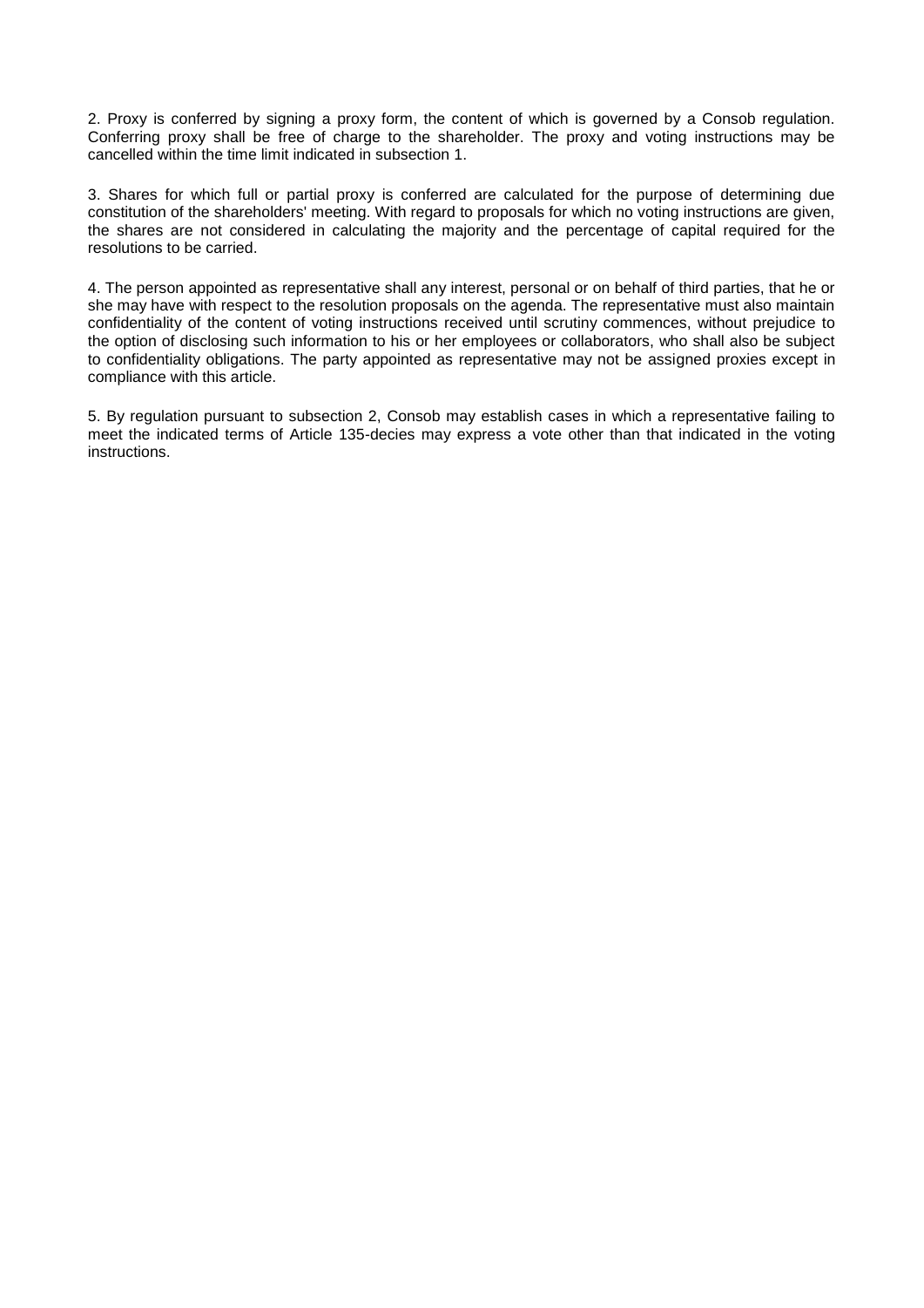2. Proxy is conferred by signing a proxy form, the content of which is governed by a Consob regulation. Conferring proxy shall be free of charge to the shareholder. The proxy and voting instructions may be cancelled within the time limit indicated in subsection 1.

3. Shares for which full or partial proxy is conferred are calculated for the purpose of determining due constitution of the shareholders' meeting. With regard to proposals for which no voting instructions are given, the shares are not considered in calculating the majority and the percentage of capital required for the resolutions to be carried.

4. The person appointed as representative shall any interest, personal or on behalf of third parties, that he or she may have with respect to the resolution proposals on the agenda. The representative must also maintain confidentiality of the content of voting instructions received until scrutiny commences, without prejudice to the option of disclosing such information to his or her employees or collaborators, who shall also be subject to confidentiality obligations. The party appointed as representative may not be assigned proxies except in compliance with this article.

5. By regulation pursuant to subsection 2, Consob may establish cases in which a representative failing to meet the indicated terms of Article 135-decies may express a vote other than that indicated in the voting instructions.